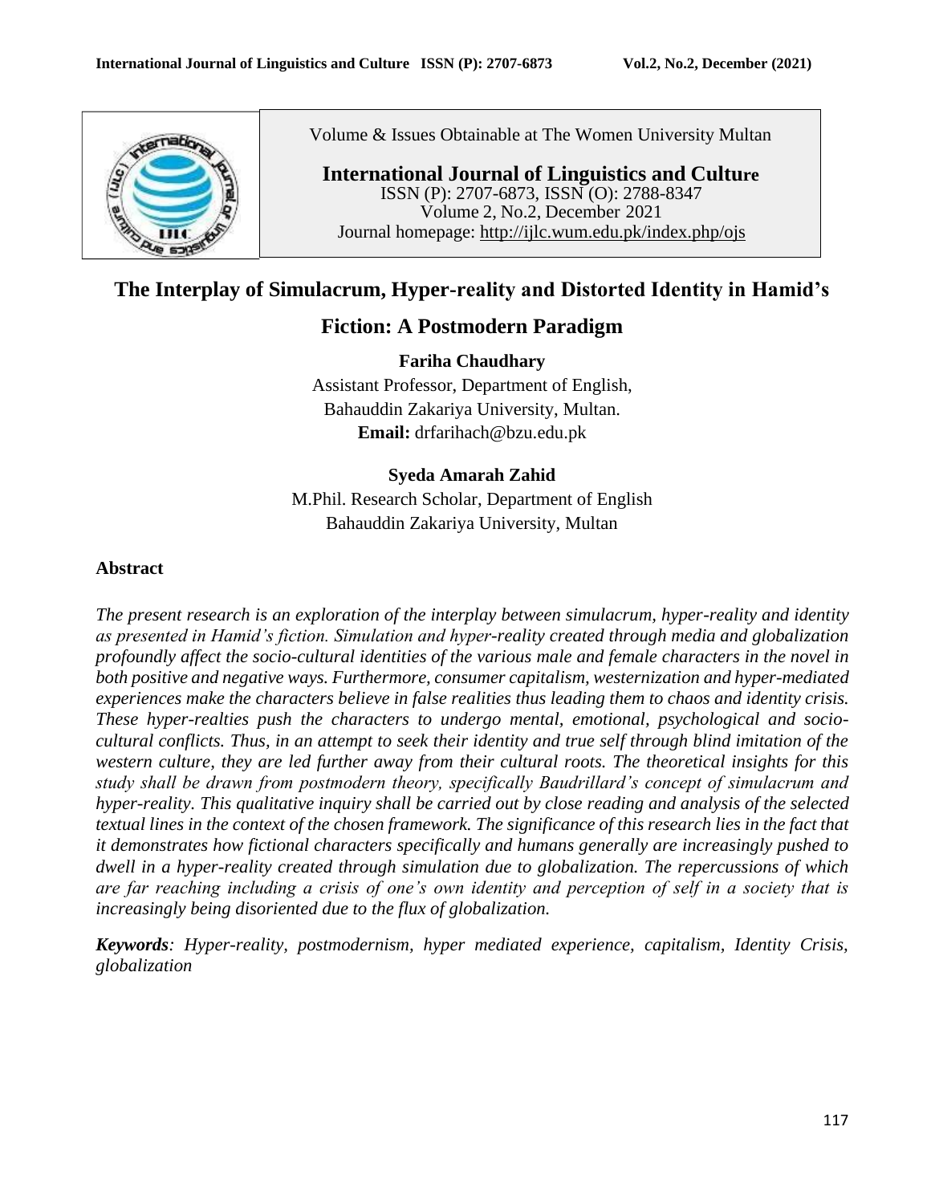Volume & Issues Obtainable at The Women University Multan

**International Journal of Linguistics and Culture**
ISSN (P): 2707-6873, ISSN (O): 2788-8347
Volume 2, No.2, December 2021
Journal homepage: http://ijlc.wum.edu.pk/index.php/ojs

# The Interplay of Simulacrum, Hyper-reality and Distorted Identity in Hamid's Fiction: A Postmodern Paradigm

**Fariha Chaudhary**
Assistant Professor, Department of English,
Bahauddin Zakariya University, Multan.
**Email:** drfarihach@bzu.edu.pk

**Syeda Amarah Zahid**
M.Phil. Research Scholar, Department of English
Bahauddin Zakariya University, Multan

## Abstract

*The present research is an exploration of the interplay between simulacrum, hyper-reality and identity as presented in Hamid's fiction. Simulation and hyper-reality created through media and globalization profoundly affect the socio-cultural identities of the various male and female characters in the novel in both positive and negative ways. Furthermore, consumer capitalism, westernization and hyper-mediated experiences make the characters believe in false realities thus leading them to chaos and identity crisis. These hyper-realties push the characters to undergo mental, emotional, psychological and socio-cultural conflicts. Thus, in an attempt to seek their identity and true self through blind imitation of the western culture, they are led further away from their cultural roots. The theoretical insights for this study shall be drawn from postmodern theory, specifically Baudrillard's concept of simulacrum and hyper-reality. This qualitative inquiry shall be carried out by close reading and analysis of the selected textual lines in the context of the chosen framework. The significance of this research lies in the fact that it demonstrates how fictional characters specifically and humans generally are increasingly pushed to dwell in a hyper-reality created through simulation due to globalization. The repercussions of which are far reaching including a crisis of one's own identity and perception of self in a society that is increasingly being disoriented due to the flux of globalization.*

***Keywords**: Hyper-reality, postmodernism, hyper mediated experience, capitalism, Identity Crisis, globalization*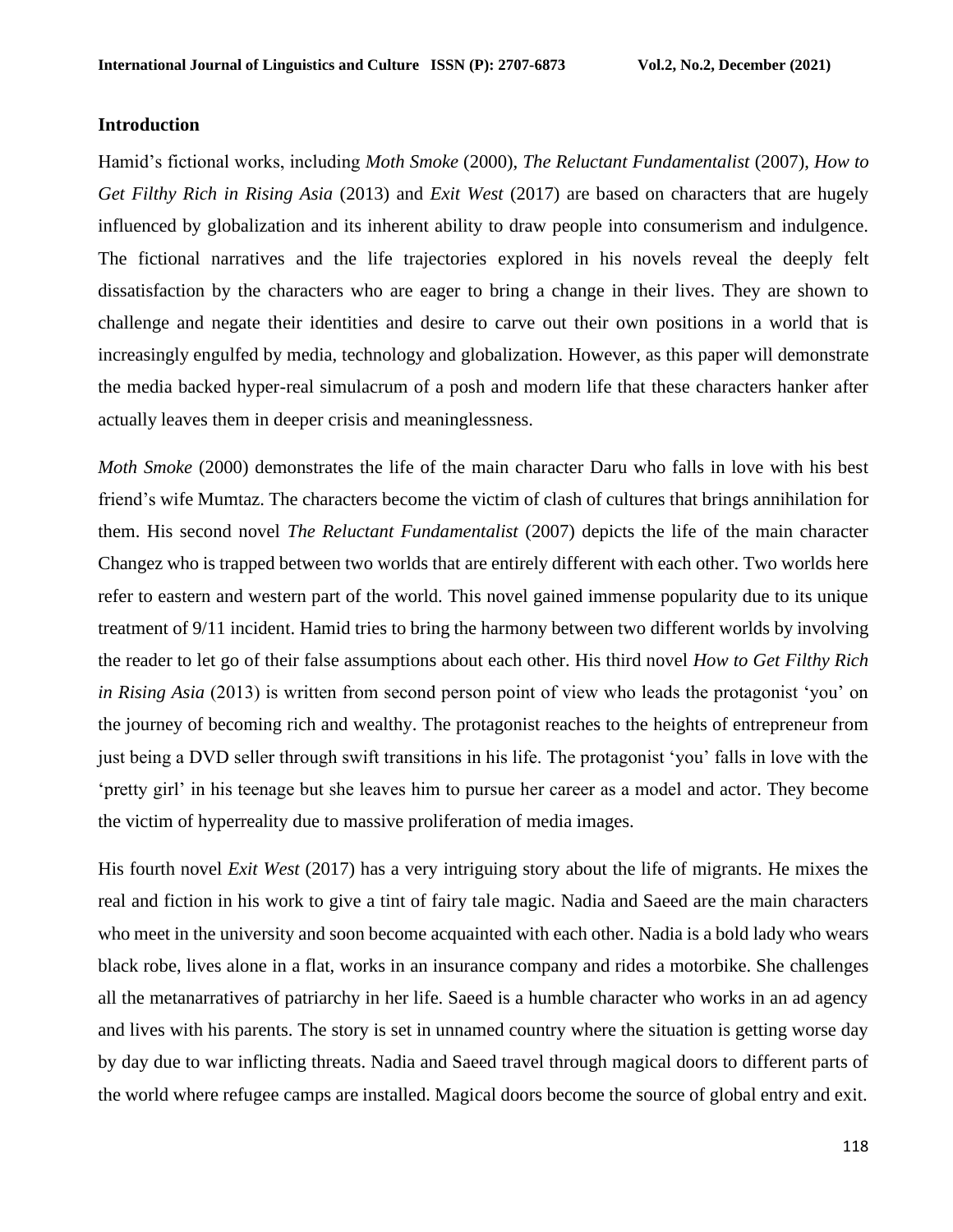## Introduction

Hamid's fictional works, including *Moth Smoke* (2000), *The Reluctant Fundamentalist* (2007), *How to Get Filthy Rich in Rising Asia* (2013) and *Exit West* (2017) are based on characters that are hugely influenced by globalization and its inherent ability to draw people into consumerism and indulgence. The fictional narratives and the life trajectories explored in his novels reveal the deeply felt dissatisfaction by the characters who are eager to bring a change in their lives. They are shown to challenge and negate their identities and desire to carve out their own positions in a world that is increasingly engulfed by media, technology and globalization. However, as this paper will demonstrate the media backed hyper-real simulacrum of a posh and modern life that these characters hanker after actually leaves them in deeper crisis and meaninglessness.

*Moth Smoke* (2000) demonstrates the life of the main character Daru who falls in love with his best friend's wife Mumtaz. The characters become the victim of clash of cultures that brings annihilation for them. His second novel *The Reluctant Fundamentalist* (2007) depicts the life of the main character Changez who is trapped between two worlds that are entirely different with each other. Two worlds here refer to eastern and western part of the world. This novel gained immense popularity due to its unique treatment of 9/11 incident. Hamid tries to bring the harmony between two different worlds by involving the reader to let go of their false assumptions about each other. His third novel *How to Get Filthy Rich in Rising Asia* (2013) is written from second person point of view who leads the protagonist 'you' on the journey of becoming rich and wealthy. The protagonist reaches to the heights of entrepreneur from just being a DVD seller through swift transitions in his life. The protagonist 'you' falls in love with the 'pretty girl' in his teenage but she leaves him to pursue her career as a model and actor. They become the victim of hyperreality due to massive proliferation of media images.

His fourth novel *Exit West* (2017) has a very intriguing story about the life of migrants. He mixes the real and fiction in his work to give a tint of fairy tale magic. Nadia and Saeed are the main characters who meet in the university and soon become acquainted with each other. Nadia is a bold lady who wears black robe, lives alone in a flat, works in an insurance company and rides a motorbike. She challenges all the metanarratives of patriarchy in her life. Saeed is a humble character who works in an ad agency and lives with his parents. The story is set in unnamed country where the situation is getting worse day by day due to war inflicting threats. Nadia and Saeed travel through magical doors to different parts of the world where refugee camps are installed. Magical doors become the source of global entry and exit.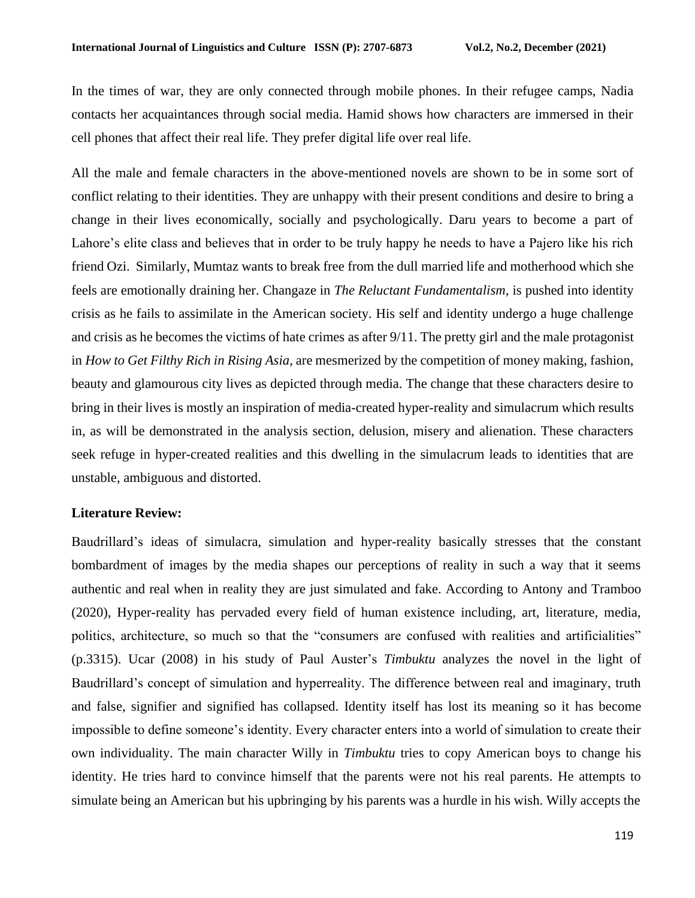In the times of war, they are only connected through mobile phones. In their refugee camps, Nadia contacts her acquaintances through social media. Hamid shows how characters are immersed in their cell phones that affect their real life. They prefer digital life over real life.

All the male and female characters in the above-mentioned novels are shown to be in some sort of conflict relating to their identities. They are unhappy with their present conditions and desire to bring a change in their lives economically, socially and psychologically. Daru years to become a part of Lahore's elite class and believes that in order to be truly happy he needs to have a Pajero like his rich friend Ozi. Similarly, Mumtaz wants to break free from the dull married life and motherhood which she feels are emotionally draining her. Changaze in *The Reluctant Fundamentalism,* is pushed into identity crisis as he fails to assimilate in the American society. His self and identity undergo a huge challenge and crisis as he becomes the victims of hate crimes as after 9/11. The pretty girl and the male protagonist in *How to Get Filthy Rich in Rising Asia*, are mesmerized by the competition of money making, fashion, beauty and glamourous city lives as depicted through media. The change that these characters desire to bring in their lives is mostly an inspiration of media-created hyper-reality and simulacrum which results in, as will be demonstrated in the analysis section, delusion, misery and alienation. These characters seek refuge in hyper-created realities and this dwelling in the simulacrum leads to identities that are unstable, ambiguous and distorted.

**Literature Review:**

Baudrillard's ideas of simulacra, simulation and hyper-reality basically stresses that the constant bombardment of images by the media shapes our perceptions of reality in such a way that it seems authentic and real when in reality they are just simulated and fake. According to Antony and Tramboo (2020), Hyper-reality has pervaded every field of human existence including, art, literature, media, politics, architecture, so much so that the "consumers are confused with realities and artificialities" (p.3315). Ucar (2008) in his study of Paul Auster's *Timbuktu* analyzes the novel in the light of Baudrillard's concept of simulation and hyperreality. The difference between real and imaginary, truth and false, signifier and signified has collapsed. Identity itself has lost its meaning so it has become impossible to define someone's identity. Every character enters into a world of simulation to create their own individuality. The main character Willy in *Timbuktu* tries to copy American boys to change his identity. He tries hard to convince himself that the parents were not his real parents. He attempts to simulate being an American but his upbringing by his parents was a hurdle in his wish. Willy accepts the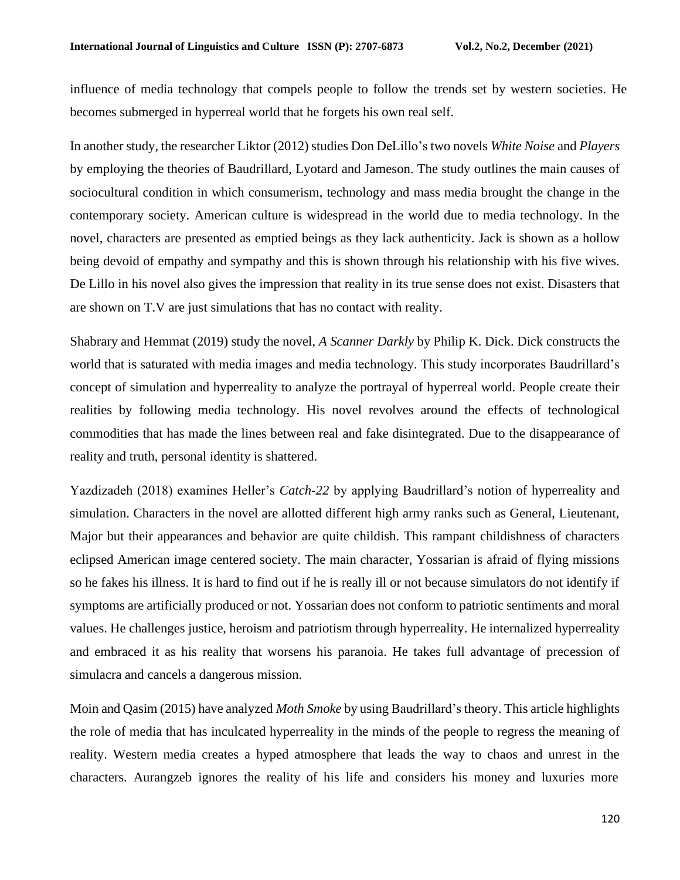influence of media technology that compels people to follow the trends set by western societies. He becomes submerged in hyperreal world that he forgets his own real self.

In another study, the researcher Liktor (2012) studies Don DeLillo's two novels *White Noise* and *Players* by employing the theories of Baudrillard, Lyotard and Jameson. The study outlines the main causes of sociocultural condition in which consumerism, technology and mass media brought the change in the contemporary society. American culture is widespread in the world due to media technology. In the novel, characters are presented as emptied beings as they lack authenticity. Jack is shown as a hollow being devoid of empathy and sympathy and this is shown through his relationship with his five wives. De Lillo in his novel also gives the impression that reality in its true sense does not exist. Disasters that are shown on T.V are just simulations that has no contact with reality.

Shabrary and Hemmat (2019) study the novel, *A Scanner Darkly* by Philip K. Dick. Dick constructs the world that is saturated with media images and media technology. This study incorporates Baudrillard's concept of simulation and hyperreality to analyze the portrayal of hyperreal world. People create their realities by following media technology. His novel revolves around the effects of technological commodities that has made the lines between real and fake disintegrated. Due to the disappearance of reality and truth, personal identity is shattered.

Yazdizadeh (2018) examines Heller's *Catch-22* by applying Baudrillard's notion of hyperreality and simulation. Characters in the novel are allotted different high army ranks such as General, Lieutenant, Major but their appearances and behavior are quite childish. This rampant childishness of characters eclipsed American image centered society. The main character, Yossarian is afraid of flying missions so he fakes his illness. It is hard to find out if he is really ill or not because simulators do not identify if symptoms are artificially produced or not. Yossarian does not conform to patriotic sentiments and moral values. He challenges justice, heroism and patriotism through hyperreality. He internalized hyperreality and embraced it as his reality that worsens his paranoia. He takes full advantage of precession of simulacra and cancels a dangerous mission.

Moin and Qasim (2015) have analyzed *Moth Smoke* by using Baudrillard's theory. This article highlights the role of media that has inculcated hyperreality in the minds of the people to regress the meaning of reality. Western media creates a hyped atmosphere that leads the way to chaos and unrest in the characters. Aurangzeb ignores the reality of his life and considers his money and luxuries more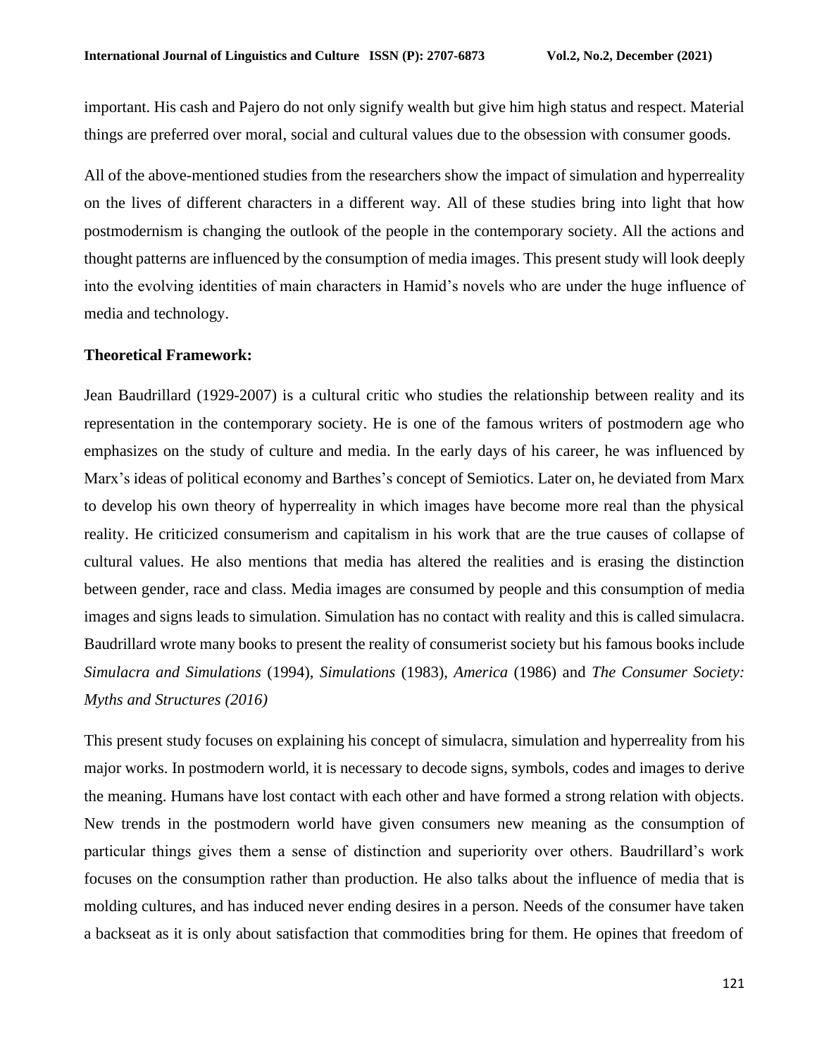important. His cash and Pajero do not only signify wealth but give him high status and respect. Material things are preferred over moral, social and cultural values due to the obsession with consumer goods.

All of the above-mentioned studies from the researchers show the impact of simulation and hyperreality on the lives of different characters in a different way. All of these studies bring into light that how postmodernism is changing the outlook of the people in the contemporary society. All the actions and thought patterns are influenced by the consumption of media images. This present study will look deeply into the evolving identities of main characters in Hamid's novels who are under the huge influence of media and technology.

### Theoretical Framework:

Jean Baudrillard (1929-2007) is a cultural critic who studies the relationship between reality and its representation in the contemporary society. He is one of the famous writers of postmodern age who emphasizes on the study of culture and media. In the early days of his career, he was influenced by Marx's ideas of political economy and Barthes's concept of Semiotics. Later on, he deviated from Marx to develop his own theory of hyperreality in which images have become more real than the physical reality. He criticized consumerism and capitalism in his work that are the true causes of collapse of cultural values. He also mentions that media has altered the realities and is erasing the distinction between gender, race and class. Media images are consumed by people and this consumption of media images and signs leads to simulation. Simulation has no contact with reality and this is called simulacra. Baudrillard wrote many books to present the reality of consumerist society but his famous books include *Simulacra and Simulations* (1994), *Simulations* (1983), *America* (1986) and *The Consumer Society: Myths and Structures (2016)*

This present study focuses on explaining his concept of simulacra, simulation and hyperreality from his major works. In postmodern world, it is necessary to decode signs, symbols, codes and images to derive the meaning. Humans have lost contact with each other and have formed a strong relation with objects. New trends in the postmodern world have given consumers new meaning as the consumption of particular things gives them a sense of distinction and superiority over others. Baudrillard's work focuses on the consumption rather than production. He also talks about the influence of media that is molding cultures, and has induced never ending desires in a person. Needs of the consumer have taken a backseat as it is only about satisfaction that commodities bring for them. He opines that freedom of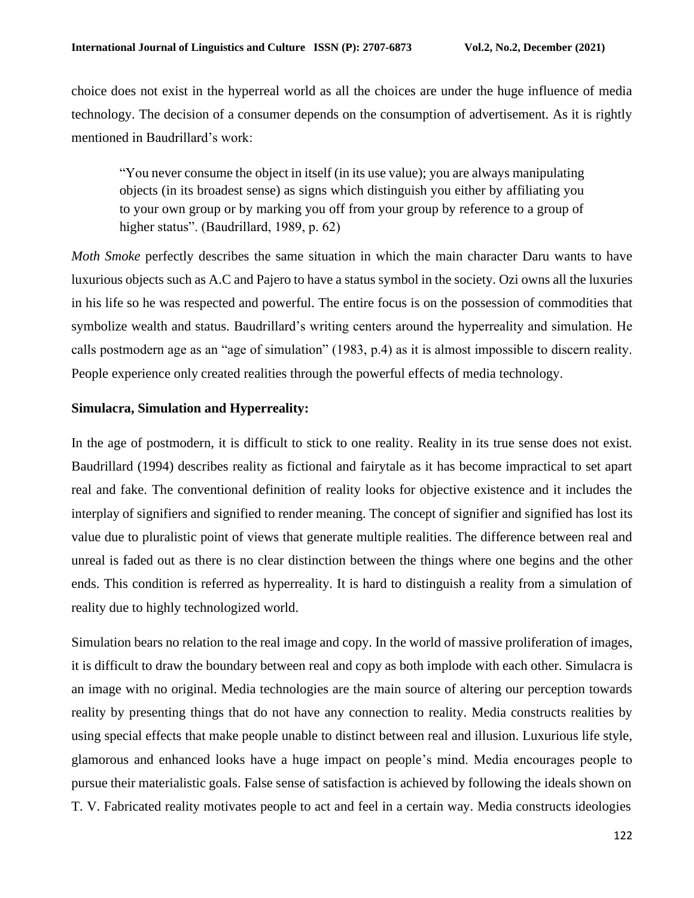choice does not exist in the hyperreal world as all the choices are under the huge influence of media technology. The decision of a consumer depends on the consumption of advertisement. As it is rightly mentioned in Baudrillard's work:

> "You never consume the object in itself (in its use value); you are always manipulating objects (in its broadest sense) as signs which distinguish you either by affiliating you to your own group or by marking you off from your group by reference to a group of higher status". (Baudrillard, 1989, p. 62)

*Moth Smoke* perfectly describes the same situation in which the main character Daru wants to have luxurious objects such as A.C and Pajero to have a status symbol in the society. Ozi owns all the luxuries in his life so he was respected and powerful. The entire focus is on the possession of commodities that symbolize wealth and status. Baudrillard's writing centers around the hyperreality and simulation. He calls postmodern age as an "age of simulation" (1983, p.4) as it is almost impossible to discern reality. People experience only created realities through the powerful effects of media technology.

**Simulacra, Simulation and Hyperreality:**

In the age of postmodern, it is difficult to stick to one reality. Reality in its true sense does not exist. Baudrillard (1994) describes reality as fictional and fairytale as it has become impractical to set apart real and fake. The conventional definition of reality looks for objective existence and it includes the interplay of signifiers and signified to render meaning. The concept of signifier and signified has lost its value due to pluralistic point of views that generate multiple realities. The difference between real and unreal is faded out as there is no clear distinction between the things where one begins and the other ends. This condition is referred as hyperreality. It is hard to distinguish a reality from a simulation of reality due to highly technologized world.

Simulation bears no relation to the real image and copy. In the world of massive proliferation of images, it is difficult to draw the boundary between real and copy as both implode with each other. Simulacra is an image with no original. Media technologies are the main source of altering our perception towards reality by presenting things that do not have any connection to reality. Media constructs realities by using special effects that make people unable to distinct between real and illusion. Luxurious life style, glamorous and enhanced looks have a huge impact on people's mind. Media encourages people to pursue their materialistic goals. False sense of satisfaction is achieved by following the ideals shown on T. V. Fabricated reality motivates people to act and feel in a certain way. Media constructs ideologies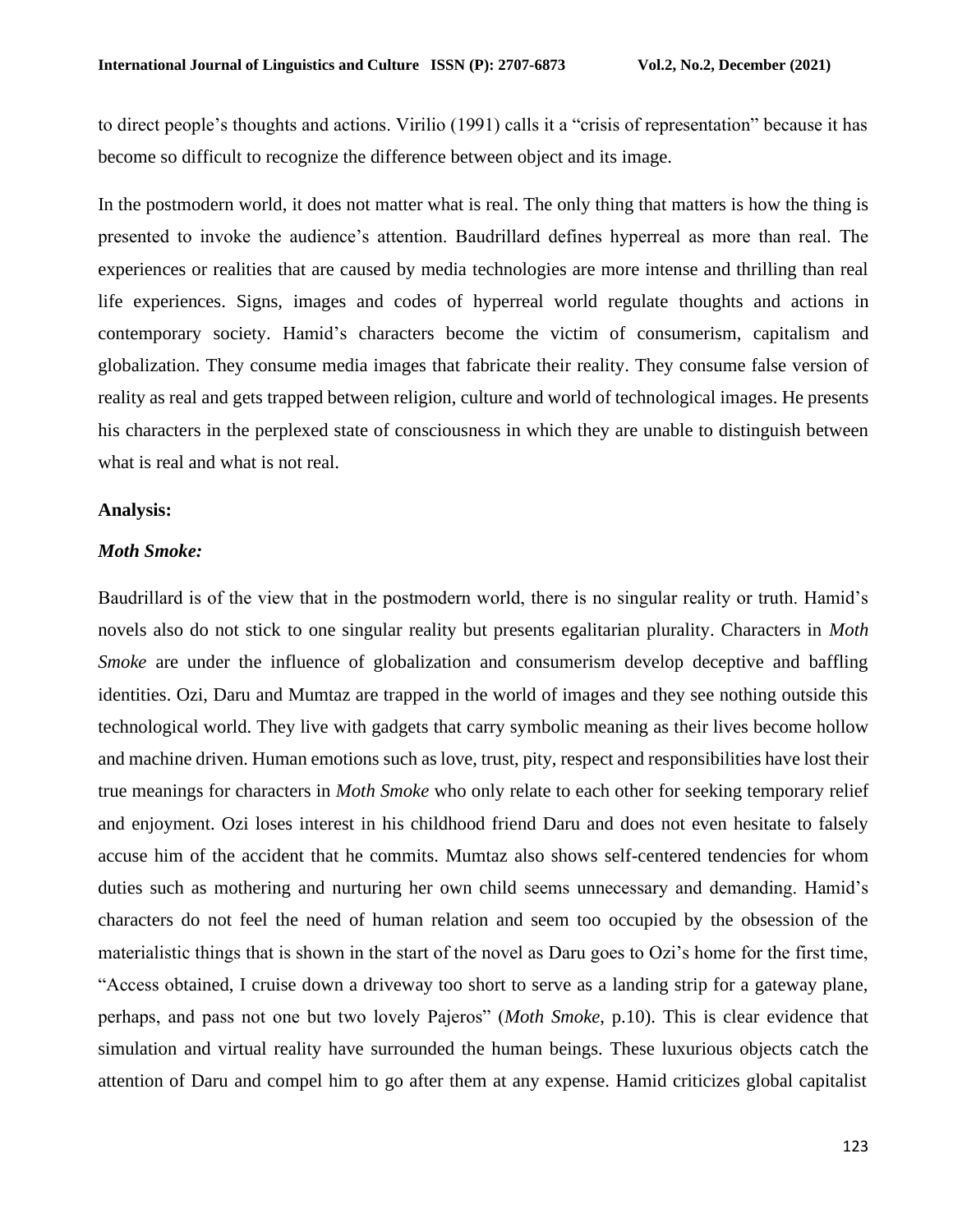to direct people's thoughts and actions. Virilio (1991) calls it a "crisis of representation" because it has become so difficult to recognize the difference between object and its image.

In the postmodern world, it does not matter what is real. The only thing that matters is how the thing is presented to invoke the audience's attention. Baudrillard defines hyperreal as more than real. The experiences or realities that are caused by media technologies are more intense and thrilling than real life experiences. Signs, images and codes of hyperreal world regulate thoughts and actions in contemporary society. Hamid's characters become the victim of consumerism, capitalism and globalization. They consume media images that fabricate their reality. They consume false version of reality as real and gets trapped between religion, culture and world of technological images. He presents his characters in the perplexed state of consciousness in which they are unable to distinguish between what is real and what is not real.

**Analysis:**

***Moth Smoke:***

Baudrillard is of the view that in the postmodern world, there is no singular reality or truth. Hamid's novels also do not stick to one singular reality but presents egalitarian plurality. Characters in *Moth Smoke* are under the influence of globalization and consumerism develop deceptive and baffling identities. Ozi, Daru and Mumtaz are trapped in the world of images and they see nothing outside this technological world. They live with gadgets that carry symbolic meaning as their lives become hollow and machine driven. Human emotions such as love, trust, pity, respect and responsibilities have lost their true meanings for characters in *Moth Smoke* who only relate to each other for seeking temporary relief and enjoyment. Ozi loses interest in his childhood friend Daru and does not even hesitate to falsely accuse him of the accident that he commits. Mumtaz also shows self-centered tendencies for whom duties such as mothering and nurturing her own child seems unnecessary and demanding. Hamid's characters do not feel the need of human relation and seem too occupied by the obsession of the materialistic things that is shown in the start of the novel as Daru goes to Ozi's home for the first time, "Access obtained, I cruise down a driveway too short to serve as a landing strip for a gateway plane, perhaps, and pass not one but two lovely Pajeros" (*Moth Smoke*, p.10). This is clear evidence that simulation and virtual reality have surrounded the human beings. These luxurious objects catch the attention of Daru and compel him to go after them at any expense. Hamid criticizes global capitalist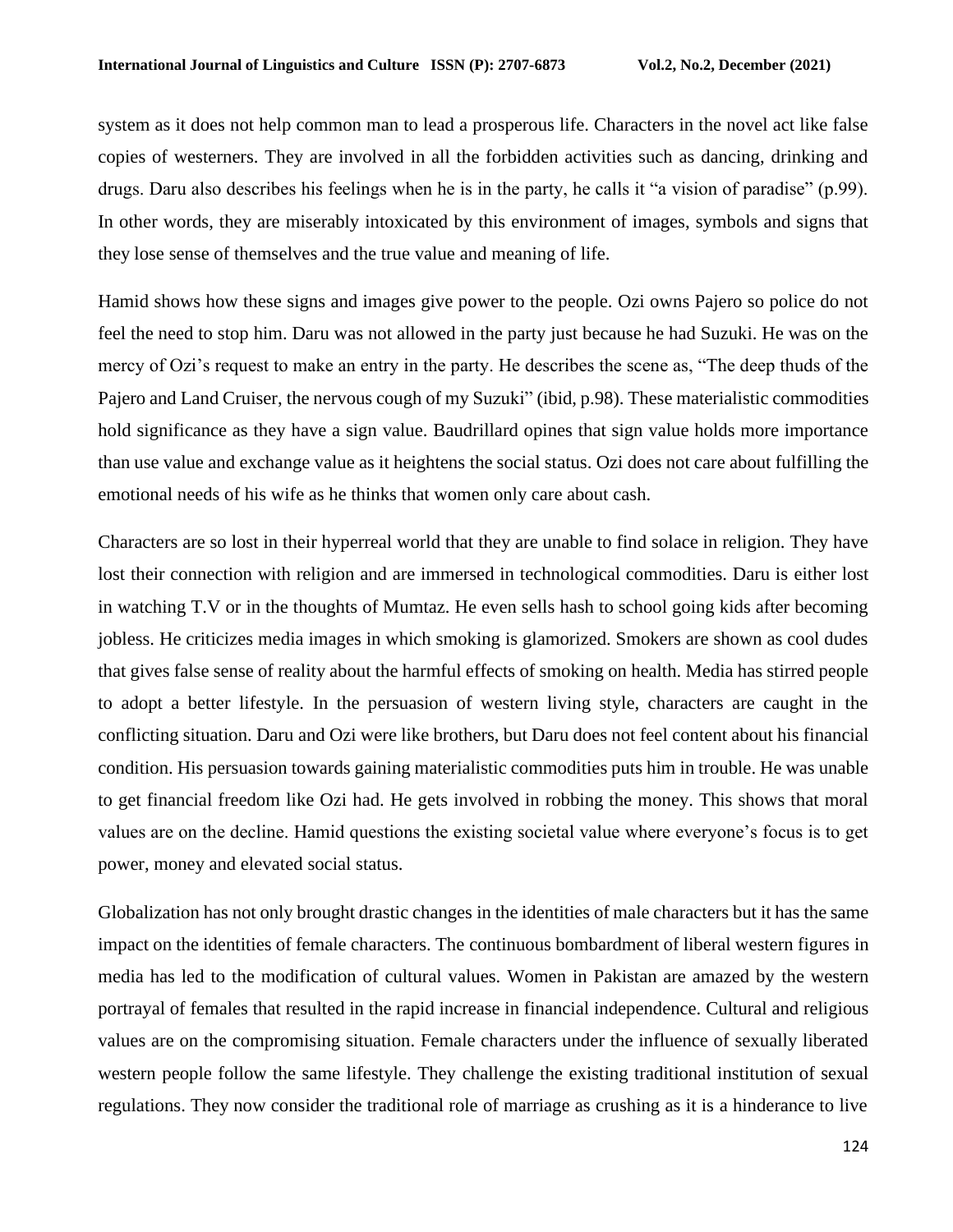system as it does not help common man to lead a prosperous life. Characters in the novel act like false copies of westerners. They are involved in all the forbidden activities such as dancing, drinking and drugs. Daru also describes his feelings when he is in the party, he calls it "a vision of paradise" (p.99). In other words, they are miserably intoxicated by this environment of images, symbols and signs that they lose sense of themselves and the true value and meaning of life.

Hamid shows how these signs and images give power to the people. Ozi owns Pajero so police do not feel the need to stop him. Daru was not allowed in the party just because he had Suzuki. He was on the mercy of Ozi's request to make an entry in the party. He describes the scene as, "The deep thuds of the Pajero and Land Cruiser, the nervous cough of my Suzuki" (ibid, p.98). These materialistic commodities hold significance as they have a sign value. Baudrillard opines that sign value holds more importance than use value and exchange value as it heightens the social status. Ozi does not care about fulfilling the emotional needs of his wife as he thinks that women only care about cash.

Characters are so lost in their hyperreal world that they are unable to find solace in religion. They have lost their connection with religion and are immersed in technological commodities. Daru is either lost in watching T.V or in the thoughts of Mumtaz. He even sells hash to school going kids after becoming jobless. He criticizes media images in which smoking is glamorized. Smokers are shown as cool dudes that gives false sense of reality about the harmful effects of smoking on health. Media has stirred people to adopt a better lifestyle. In the persuasion of western living style, characters are caught in the conflicting situation. Daru and Ozi were like brothers, but Daru does not feel content about his financial condition. His persuasion towards gaining materialistic commodities puts him in trouble. He was unable to get financial freedom like Ozi had. He gets involved in robbing the money. This shows that moral values are on the decline. Hamid questions the existing societal value where everyone's focus is to get power, money and elevated social status.

Globalization has not only brought drastic changes in the identities of male characters but it has the same impact on the identities of female characters. The continuous bombardment of liberal western figures in media has led to the modification of cultural values. Women in Pakistan are amazed by the western portrayal of females that resulted in the rapid increase in financial independence. Cultural and religious values are on the compromising situation. Female characters under the influence of sexually liberated western people follow the same lifestyle. They challenge the existing traditional institution of sexual regulations. They now consider the traditional role of marriage as crushing as it is a hinderance to live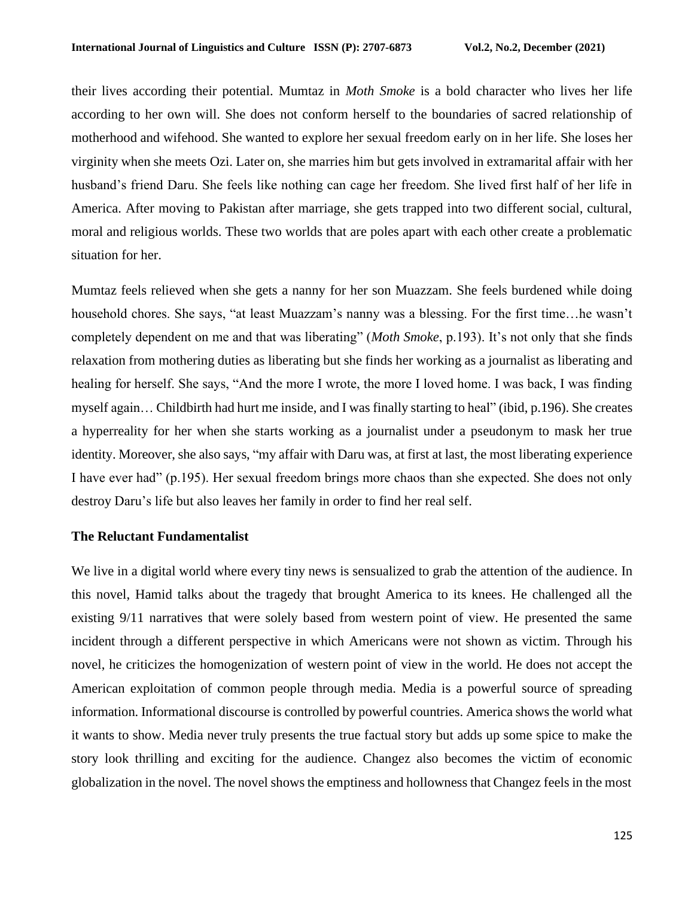their lives according their potential. Mumtaz in *Moth Smoke* is a bold character who lives her life according to her own will. She does not conform herself to the boundaries of sacred relationship of motherhood and wifehood. She wanted to explore her sexual freedom early on in her life. She loses her virginity when she meets Ozi. Later on, she marries him but gets involved in extramarital affair with her husband's friend Daru. She feels like nothing can cage her freedom. She lived first half of her life in America. After moving to Pakistan after marriage, she gets trapped into two different social, cultural, moral and religious worlds. These two worlds that are poles apart with each other create a problematic situation for her.

Mumtaz feels relieved when she gets a nanny for her son Muazzam. She feels burdened while doing household chores. She says, "at least Muazzam's nanny was a blessing. For the first time…he wasn't completely dependent on me and that was liberating" (*Moth Smoke*, p.193). It's not only that she finds relaxation from mothering duties as liberating but she finds her working as a journalist as liberating and healing for herself. She says, "And the more I wrote, the more I loved home. I was back, I was finding myself again… Childbirth had hurt me inside, and I was finally starting to heal" (ibid, p.196). She creates a hyperreality for her when she starts working as a journalist under a pseudonym to mask her true identity. Moreover, she also says, "my affair with Daru was, at first at last, the most liberating experience I have ever had" (p.195). Her sexual freedom brings more chaos than she expected. She does not only destroy Daru's life but also leaves her family in order to find her real self.

### The Reluctant Fundamentalist

We live in a digital world where every tiny news is sensualized to grab the attention of the audience. In this novel, Hamid talks about the tragedy that brought America to its knees. He challenged all the existing 9/11 narratives that were solely based from western point of view. He presented the same incident through a different perspective in which Americans were not shown as victim. Through his novel, he criticizes the homogenization of western point of view in the world. He does not accept the American exploitation of common people through media. Media is a powerful source of spreading information. Informational discourse is controlled by powerful countries. America shows the world what it wants to show. Media never truly presents the true factual story but adds up some spice to make the story look thrilling and exciting for the audience. Changez also becomes the victim of economic globalization in the novel. The novel shows the emptiness and hollowness that Changez feels in the most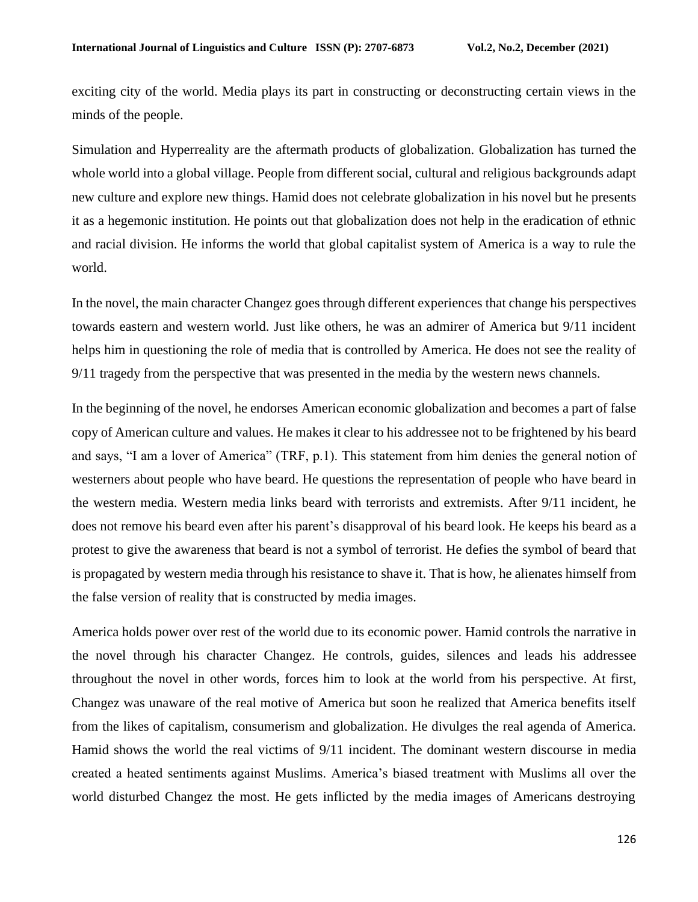exciting city of the world. Media plays its part in constructing or deconstructing certain views in the minds of the people.

Simulation and Hyperreality are the aftermath products of globalization. Globalization has turned the whole world into a global village. People from different social, cultural and religious backgrounds adapt new culture and explore new things. Hamid does not celebrate globalization in his novel but he presents it as a hegemonic institution. He points out that globalization does not help in the eradication of ethnic and racial division. He informs the world that global capitalist system of America is a way to rule the world.

In the novel, the main character Changez goes through different experiences that change his perspectives towards eastern and western world. Just like others, he was an admirer of America but 9/11 incident helps him in questioning the role of media that is controlled by America. He does not see the reality of 9/11 tragedy from the perspective that was presented in the media by the western news channels.

In the beginning of the novel, he endorses American economic globalization and becomes a part of false copy of American culture and values. He makes it clear to his addressee not to be frightened by his beard and says, "I am a lover of America" (TRF, p.1). This statement from him denies the general notion of westerners about people who have beard. He questions the representation of people who have beard in the western media. Western media links beard with terrorists and extremists. After 9/11 incident, he does not remove his beard even after his parent's disapproval of his beard look. He keeps his beard as a protest to give the awareness that beard is not a symbol of terrorist. He defies the symbol of beard that is propagated by western media through his resistance to shave it. That is how, he alienates himself from the false version of reality that is constructed by media images.

America holds power over rest of the world due to its economic power. Hamid controls the narrative in the novel through his character Changez. He controls, guides, silences and leads his addressee throughout the novel in other words, forces him to look at the world from his perspective. At first, Changez was unaware of the real motive of America but soon he realized that America benefits itself from the likes of capitalism, consumerism and globalization. He divulges the real agenda of America. Hamid shows the world the real victims of 9/11 incident. The dominant western discourse in media created a heated sentiments against Muslims. America's biased treatment with Muslims all over the world disturbed Changez the most. He gets inflicted by the media images of Americans destroying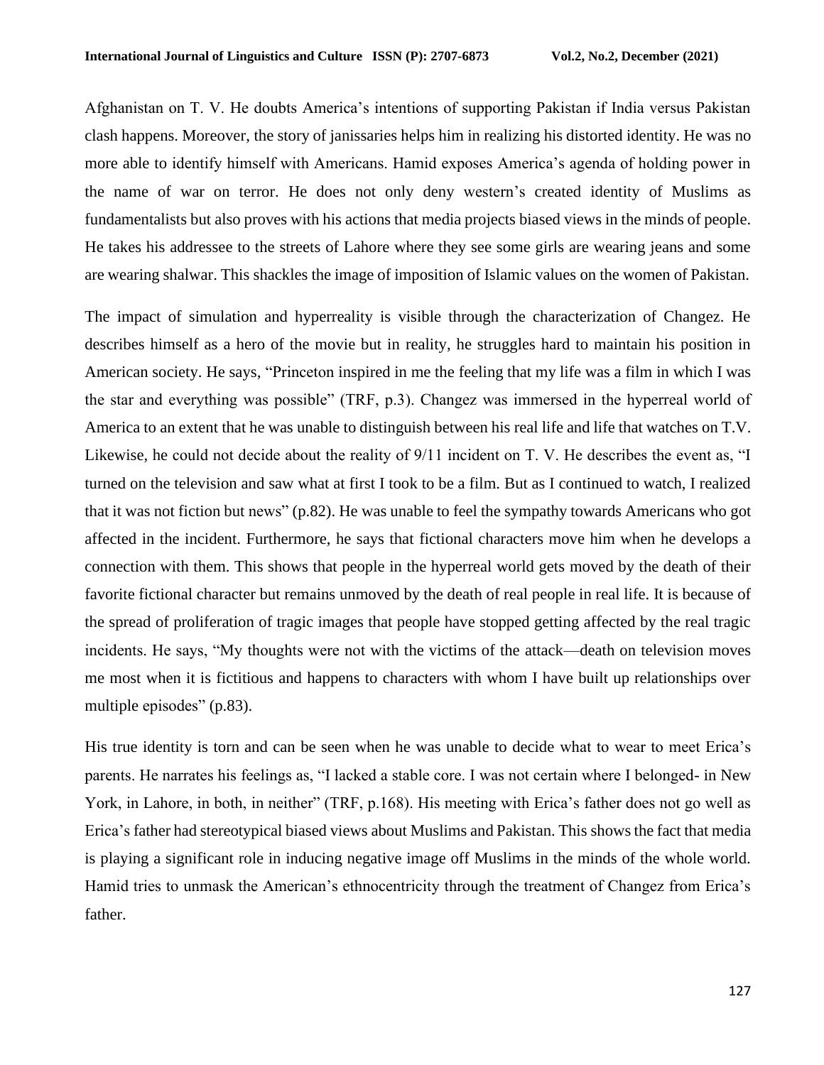Afghanistan on T. V. He doubts America's intentions of supporting Pakistan if India versus Pakistan clash happens. Moreover, the story of janissaries helps him in realizing his distorted identity. He was no more able to identify himself with Americans. Hamid exposes America's agenda of holding power in the name of war on terror. He does not only deny western's created identity of Muslims as fundamentalists but also proves with his actions that media projects biased views in the minds of people. He takes his addressee to the streets of Lahore where they see some girls are wearing jeans and some are wearing shalwar. This shackles the image of imposition of Islamic values on the women of Pakistan.

The impact of simulation and hyperreality is visible through the characterization of Changez. He describes himself as a hero of the movie but in reality, he struggles hard to maintain his position in American society. He says, "Princeton inspired in me the feeling that my life was a film in which I was the star and everything was possible" (TRF, p.3). Changez was immersed in the hyperreal world of America to an extent that he was unable to distinguish between his real life and life that watches on T.V. Likewise, he could not decide about the reality of 9/11 incident on T. V. He describes the event as, "I turned on the television and saw what at first I took to be a film. But as I continued to watch, I realized that it was not fiction but news" (p.82). He was unable to feel the sympathy towards Americans who got affected in the incident. Furthermore, he says that fictional characters move him when he develops a connection with them. This shows that people in the hyperreal world gets moved by the death of their favorite fictional character but remains unmoved by the death of real people in real life. It is because of the spread of proliferation of tragic images that people have stopped getting affected by the real tragic incidents. He says, "My thoughts were not with the victims of the attack—death on television moves me most when it is fictitious and happens to characters with whom I have built up relationships over multiple episodes" (p.83).

His true identity is torn and can be seen when he was unable to decide what to wear to meet Erica's parents. He narrates his feelings as, "I lacked a stable core. I was not certain where I belonged- in New York, in Lahore, in both, in neither" (TRF, p.168). His meeting with Erica's father does not go well as Erica's father had stereotypical biased views about Muslims and Pakistan. This shows the fact that media is playing a significant role in inducing negative image off Muslims in the minds of the whole world. Hamid tries to unmask the American's ethnocentricity through the treatment of Changez from Erica's father.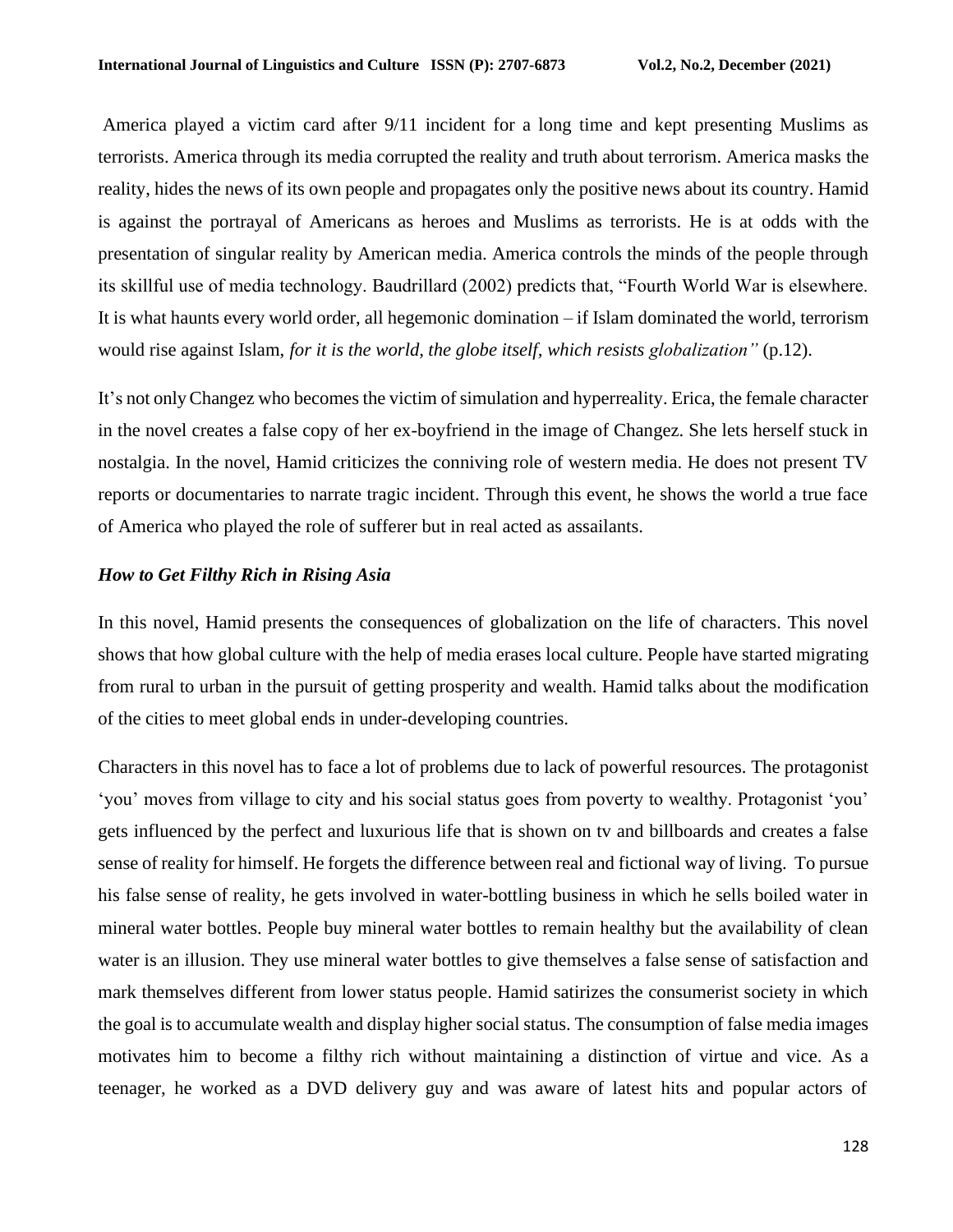America played a victim card after 9/11 incident for a long time and kept presenting Muslims as terrorists. America through its media corrupted the reality and truth about terrorism. America masks the reality, hides the news of its own people and propagates only the positive news about its country. Hamid is against the portrayal of Americans as heroes and Muslims as terrorists. He is at odds with the presentation of singular reality by American media. America controls the minds of the people through its skillful use of media technology. Baudrillard (2002) predicts that, "Fourth World War is elsewhere. It is what haunts every world order, all hegemonic domination – if Islam dominated the world, terrorism would rise against Islam, *for it is the world, the globe itself, which resists globalization"* (p.12).

It's not only Changez who becomes the victim of simulation and hyperreality. Erica, the female character in the novel creates a false copy of her ex-boyfriend in the image of Changez. She lets herself stuck in nostalgia. In the novel, Hamid criticizes the conniving role of western media. He does not present TV reports or documentaries to narrate tragic incident. Through this event, he shows the world a true face of America who played the role of sufferer but in real acted as assailants.

### *How to Get Filthy Rich in Rising Asia*

In this novel, Hamid presents the consequences of globalization on the life of characters. This novel shows that how global culture with the help of media erases local culture. People have started migrating from rural to urban in the pursuit of getting prosperity and wealth. Hamid talks about the modification of the cities to meet global ends in under-developing countries.

Characters in this novel has to face a lot of problems due to lack of powerful resources. The protagonist 'you' moves from village to city and his social status goes from poverty to wealthy. Protagonist 'you' gets influenced by the perfect and luxurious life that is shown on tv and billboards and creates a false sense of reality for himself. He forgets the difference between real and fictional way of living. To pursue his false sense of reality, he gets involved in water-bottling business in which he sells boiled water in mineral water bottles. People buy mineral water bottles to remain healthy but the availability of clean water is an illusion. They use mineral water bottles to give themselves a false sense of satisfaction and mark themselves different from lower status people. Hamid satirizes the consumerist society in which the goal is to accumulate wealth and display higher social status. The consumption of false media images motivates him to become a filthy rich without maintaining a distinction of virtue and vice. As a teenager, he worked as a DVD delivery guy and was aware of latest hits and popular actors of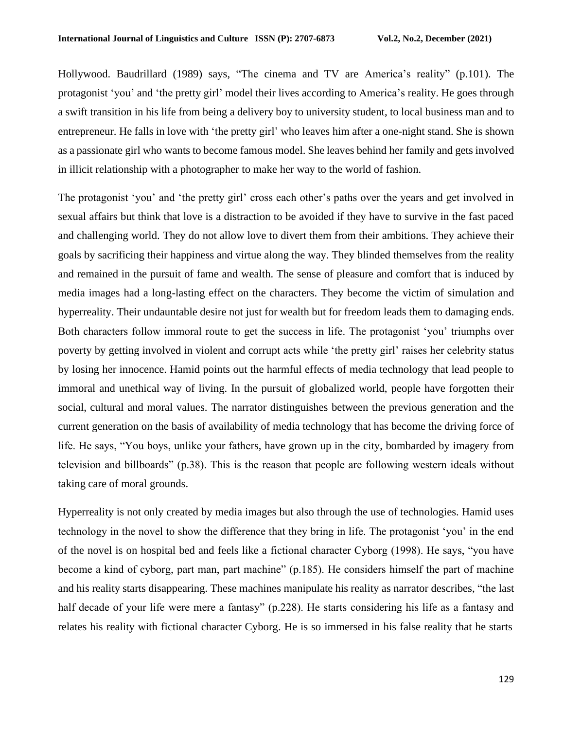Hollywood. Baudrillard (1989) says, “The cinema and TV are America’s reality” (p.101). The protagonist ‘you’ and ‘the pretty girl’ model their lives according to America’s reality. He goes through a swift transition in his life from being a delivery boy to university student, to local business man and to entrepreneur. He falls in love with ‘the pretty girl’ who leaves him after a one-night stand. She is shown as a passionate girl who wants to become famous model. She leaves behind her family and gets involved in illicit relationship with a photographer to make her way to the world of fashion.

The protagonist ‘you’ and ‘the pretty girl’ cross each other’s paths over the years and get involved in sexual affairs but think that love is a distraction to be avoided if they have to survive in the fast paced and challenging world. They do not allow love to divert them from their ambitions. They achieve their goals by sacrificing their happiness and virtue along the way. They blinded themselves from the reality and remained in the pursuit of fame and wealth. The sense of pleasure and comfort that is induced by media images had a long-lasting effect on the characters. They become the victim of simulation and hyperreality. Their undauntable desire not just for wealth but for freedom leads them to damaging ends. Both characters follow immoral route to get the success in life. The protagonist ‘you’ triumphs over poverty by getting involved in violent and corrupt acts while ‘the pretty girl’ raises her celebrity status by losing her innocence. Hamid points out the harmful effects of media technology that lead people to immoral and unethical way of living. In the pursuit of globalized world, people have forgotten their social, cultural and moral values. The narrator distinguishes between the previous generation and the current generation on the basis of availability of media technology that has become the driving force of life. He says, “You boys, unlike your fathers, have grown up in the city, bombarded by imagery from television and billboards” (p.38). This is the reason that people are following western ideals without taking care of moral grounds.

Hyperreality is not only created by media images but also through the use of technologies. Hamid uses technology in the novel to show the difference that they bring in life. The protagonist ‘you’ in the end of the novel is on hospital bed and feels like a fictional character Cyborg (1998). He says, “you have become a kind of cyborg, part man, part machine” (p.185). He considers himself the part of machine and his reality starts disappearing. These machines manipulate his reality as narrator describes, “the last half decade of your life were mere a fantasy” (p.228). He starts considering his life as a fantasy and relates his reality with fictional character Cyborg. He is so immersed in his false reality that he starts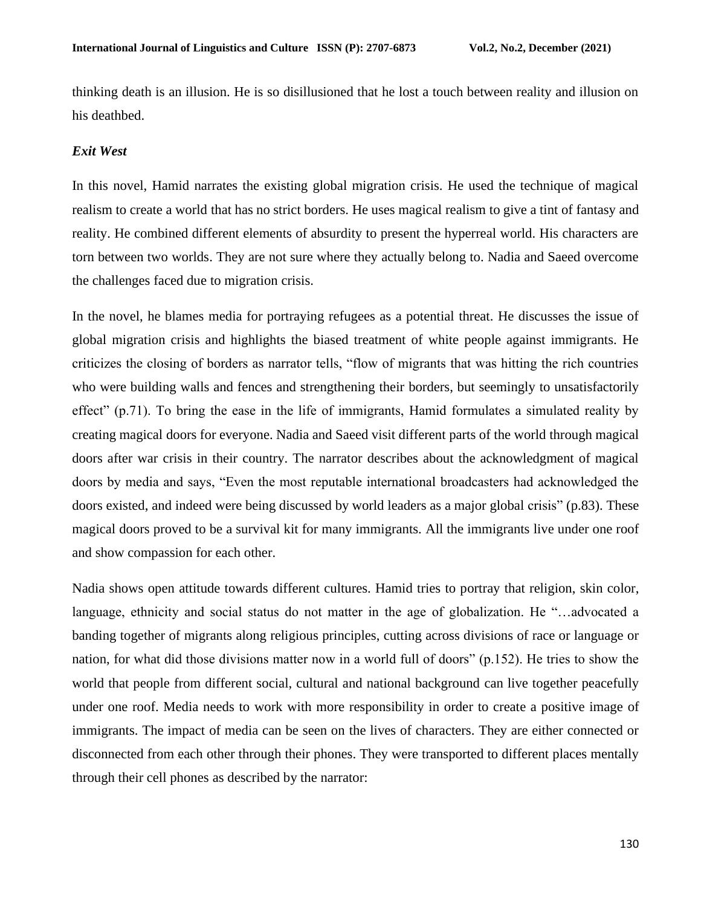thinking death is an illusion. He is so disillusioned that he lost a touch between reality and illusion on his deathbed.

### *Exit West*

In this novel, Hamid narrates the existing global migration crisis. He used the technique of magical realism to create a world that has no strict borders. He uses magical realism to give a tint of fantasy and reality. He combined different elements of absurdity to present the hyperreal world. His characters are torn between two worlds. They are not sure where they actually belong to. Nadia and Saeed overcome the challenges faced due to migration crisis.

In the novel, he blames media for portraying refugees as a potential threat. He discusses the issue of global migration crisis and highlights the biased treatment of white people against immigrants. He criticizes the closing of borders as narrator tells, "flow of migrants that was hitting the rich countries who were building walls and fences and strengthening their borders, but seemingly to unsatisfactorily effect" (p.71). To bring the ease in the life of immigrants, Hamid formulates a simulated reality by creating magical doors for everyone. Nadia and Saeed visit different parts of the world through magical doors after war crisis in their country. The narrator describes about the acknowledgment of magical doors by media and says, "Even the most reputable international broadcasters had acknowledged the doors existed, and indeed were being discussed by world leaders as a major global crisis" (p.83). These magical doors proved to be a survival kit for many immigrants. All the immigrants live under one roof and show compassion for each other.

Nadia shows open attitude towards different cultures. Hamid tries to portray that religion, skin color, language, ethnicity and social status do not matter in the age of globalization. He "…advocated a banding together of migrants along religious principles, cutting across divisions of race or language or nation, for what did those divisions matter now in a world full of doors" (p.152). He tries to show the world that people from different social, cultural and national background can live together peacefully under one roof. Media needs to work with more responsibility in order to create a positive image of immigrants. The impact of media can be seen on the lives of characters. They are either connected or disconnected from each other through their phones. They were transported to different places mentally through their cell phones as described by the narrator: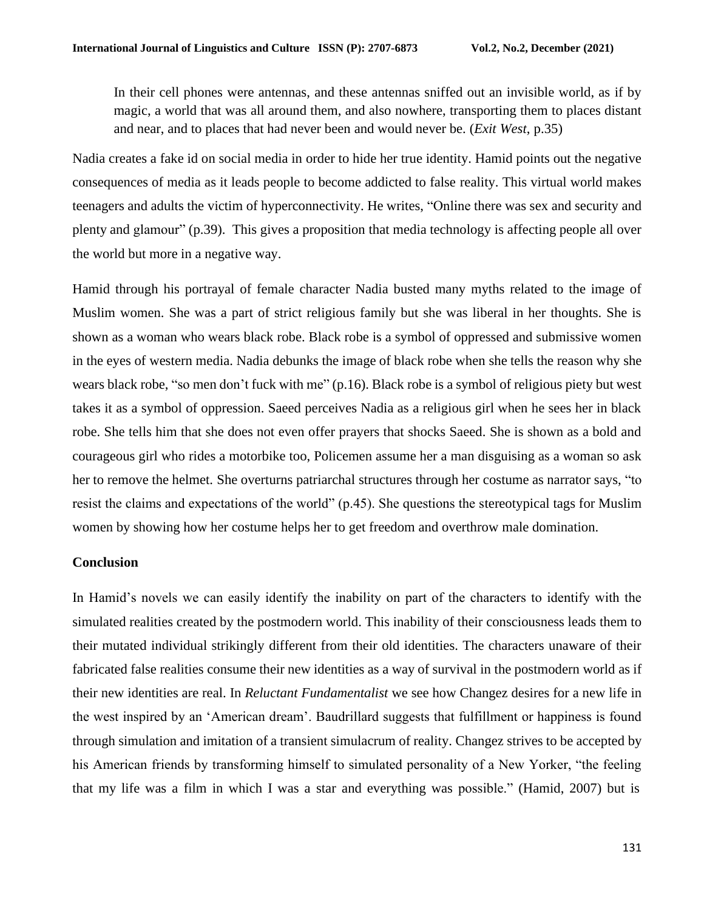> In their cell phones were antennas, and these antennas sniffed out an invisible world, as if by magic, a world that was all around them, and also nowhere, transporting them to places distant and near, and to places that had never been and would never be. (*Exit West*, p.35)

Nadia creates a fake id on social media in order to hide her true identity. Hamid points out the negative consequences of media as it leads people to become addicted to false reality. This virtual world makes teenagers and adults the victim of hyperconnectivity. He writes, "Online there was sex and security and plenty and glamour" (p.39). This gives a proposition that media technology is affecting people all over the world but more in a negative way.

Hamid through his portrayal of female character Nadia busted many myths related to the image of Muslim women. She was a part of strict religious family but she was liberal in her thoughts. She is shown as a woman who wears black robe. Black robe is a symbol of oppressed and submissive women in the eyes of western media. Nadia debunks the image of black robe when she tells the reason why she wears black robe, "so men don't fuck with me" (p.16). Black robe is a symbol of religious piety but west takes it as a symbol of oppression. Saeed perceives Nadia as a religious girl when he sees her in black robe. She tells him that she does not even offer prayers that shocks Saeed. She is shown as a bold and courageous girl who rides a motorbike too, Policemen assume her a man disguising as a woman so ask her to remove the helmet. She overturns patriarchal structures through her costume as narrator says, "to resist the claims and expectations of the world" (p.45). She questions the stereotypical tags for Muslim women by showing how her costume helps her to get freedom and overthrow male domination.

## Conclusion

In Hamid's novels we can easily identify the inability on part of the characters to identify with the simulated realities created by the postmodern world. This inability of their consciousness leads them to their mutated individual strikingly different from their old identities. The characters unaware of their fabricated false realities consume their new identities as a way of survival in the postmodern world as if their new identities are real. In *Reluctant Fundamentalist* we see how Changez desires for a new life in the west inspired by an 'American dream'. Baudrillard suggests that fulfillment or happiness is found through simulation and imitation of a transient simulacrum of reality. Changez strives to be accepted by his American friends by transforming himself to simulated personality of a New Yorker, "the feeling that my life was a film in which I was a star and everything was possible." (Hamid, 2007) but is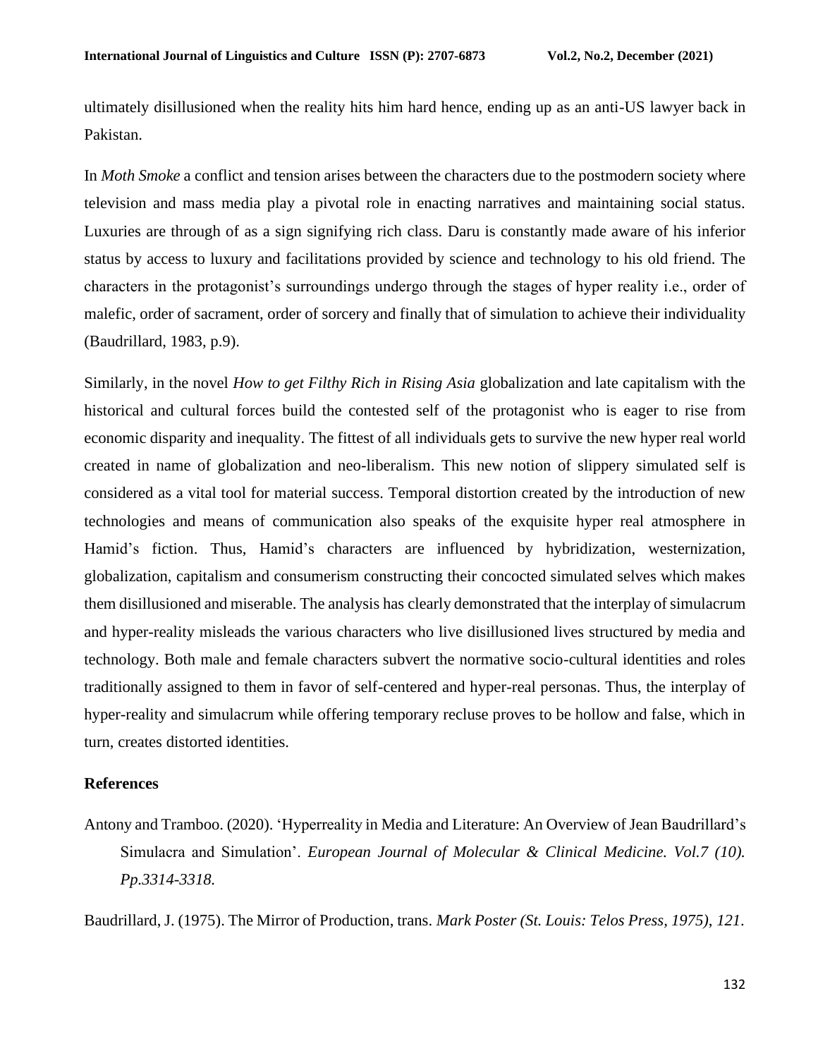ultimately disillusioned when the reality hits him hard hence, ending up as an anti-US lawyer back in Pakistan.

In *Moth Smoke* a conflict and tension arises between the characters due to the postmodern society where television and mass media play a pivotal role in enacting narratives and maintaining social status. Luxuries are through of as a sign signifying rich class. Daru is constantly made aware of his inferior status by access to luxury and facilitations provided by science and technology to his old friend. The characters in the protagonist's surroundings undergo through the stages of hyper reality i.e., order of malefic, order of sacrament, order of sorcery and finally that of simulation to achieve their individuality (Baudrillard, 1983, p.9).

Similarly, in the novel *How to get Filthy Rich in Rising Asia* globalization and late capitalism with the historical and cultural forces build the contested self of the protagonist who is eager to rise from economic disparity and inequality. The fittest of all individuals gets to survive the new hyper real world created in name of globalization and neo-liberalism. This new notion of slippery simulated self is considered as a vital tool for material success. Temporal distortion created by the introduction of new technologies and means of communication also speaks of the exquisite hyper real atmosphere in Hamid's fiction. Thus, Hamid's characters are influenced by hybridization, westernization, globalization, capitalism and consumerism constructing their concocted simulated selves which makes them disillusioned and miserable. The analysis has clearly demonstrated that the interplay of simulacrum and hyper-reality misleads the various characters who live disillusioned lives structured by media and technology. Both male and female characters subvert the normative socio-cultural identities and roles traditionally assigned to them in favor of self-centered and hyper-real personas. Thus, the interplay of hyper-reality and simulacrum while offering temporary recluse proves to be hollow and false, which in turn, creates distorted identities.

## References

Antony and Tramboo. (2020). 'Hyperreality in Media and Literature: An Overview of Jean Baudrillard's Simulacra and Simulation'. *European Journal of Molecular & Clinical Medicine. Vol.7 (10). Pp.3314-3318.*

Baudrillard, J. (1975). The Mirror of Production, trans. *Mark Poster (St. Louis: Telos Press, 1975), 121*.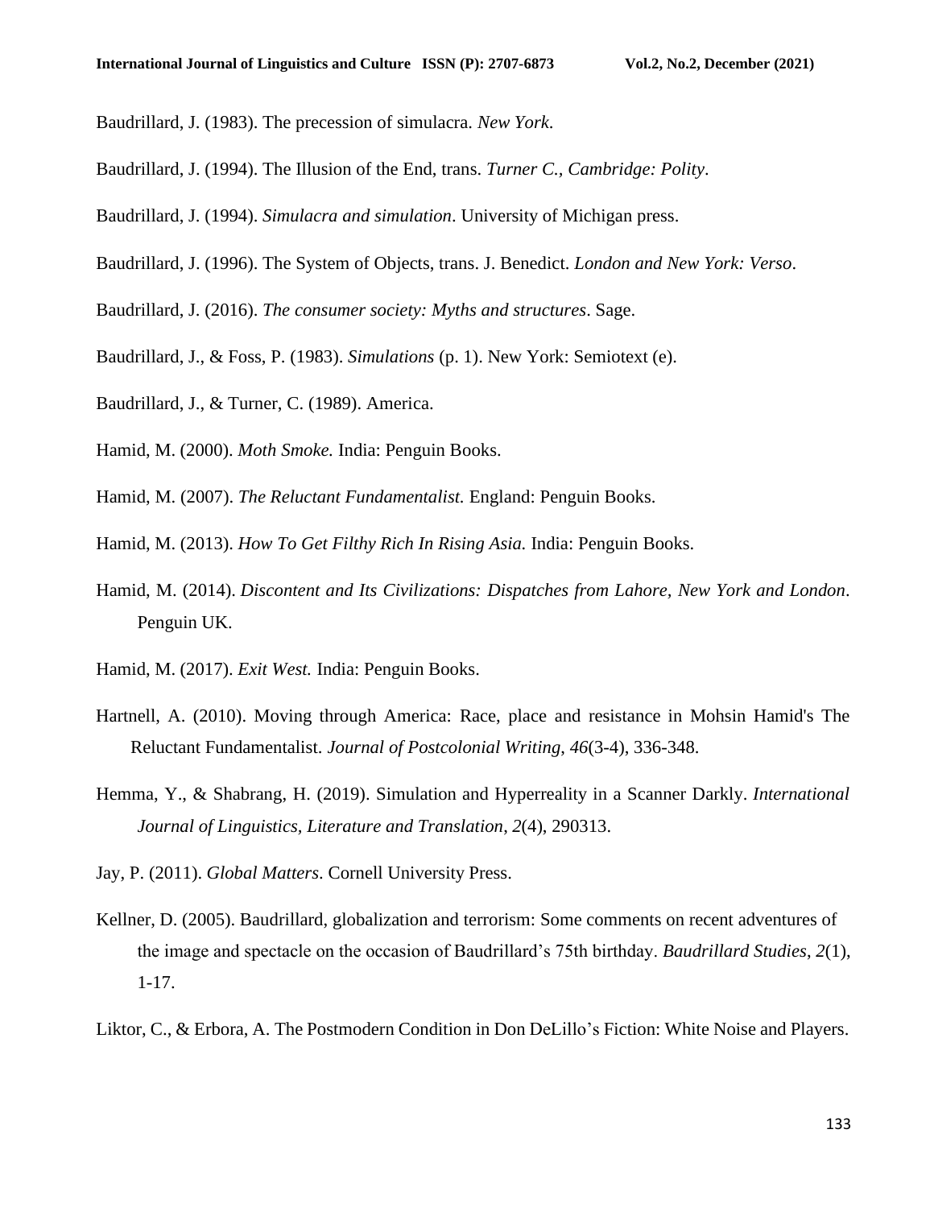Baudrillard, J. (1983). The precession of simulacra. *New York*.

Baudrillard, J. (1994). The Illusion of the End, trans. *Turner C., Cambridge: Polity*.

Baudrillard, J. (1994). *Simulacra and simulation*. University of Michigan press.

Baudrillard, J. (1996). The System of Objects, trans. J. Benedict. *London and New York: Verso*.

Baudrillard, J. (2016). *The consumer society: Myths and structures*. Sage.

Baudrillard, J., & Foss, P. (1983). *Simulations* (p. 1). New York: Semiotext (e).

Baudrillard, J., & Turner, C. (1989). America.

Hamid, M. (2000). *Moth Smoke.* India: Penguin Books.

Hamid, M. (2007). *The Reluctant Fundamentalist.* England: Penguin Books.

Hamid, M. (2013). *How To Get Filthy Rich In Rising Asia.* India: Penguin Books.

Hamid, M. (2014). *Discontent and Its Civilizations: Dispatches from Lahore, New York and London*. Penguin UK.

Hamid, M. (2017). *Exit West.* India: Penguin Books.

Hartnell, A. (2010). Moving through America: Race, place and resistance in Mohsin Hamid's The Reluctant Fundamentalist. *Journal of Postcolonial Writing*, *46*(3-4), 336-348.

Hemma, Y., & Shabrang, H. (2019). Simulation and Hyperreality in a Scanner Darkly. *International Journal of Linguistics, Literature and Translation*, *2*(4), 290313.

Jay, P. (2011). *Global Matters*. Cornell University Press.

Kellner, D. (2005). Baudrillard, globalization and terrorism: Some comments on recent adventures of the image and spectacle on the occasion of Baudrillard's 75th birthday. *Baudrillard Studies*, *2*(1), 1-17.

Liktor, C., & Erbora, A. The Postmodern Condition in Don DeLillo's Fiction: White Noise and Players.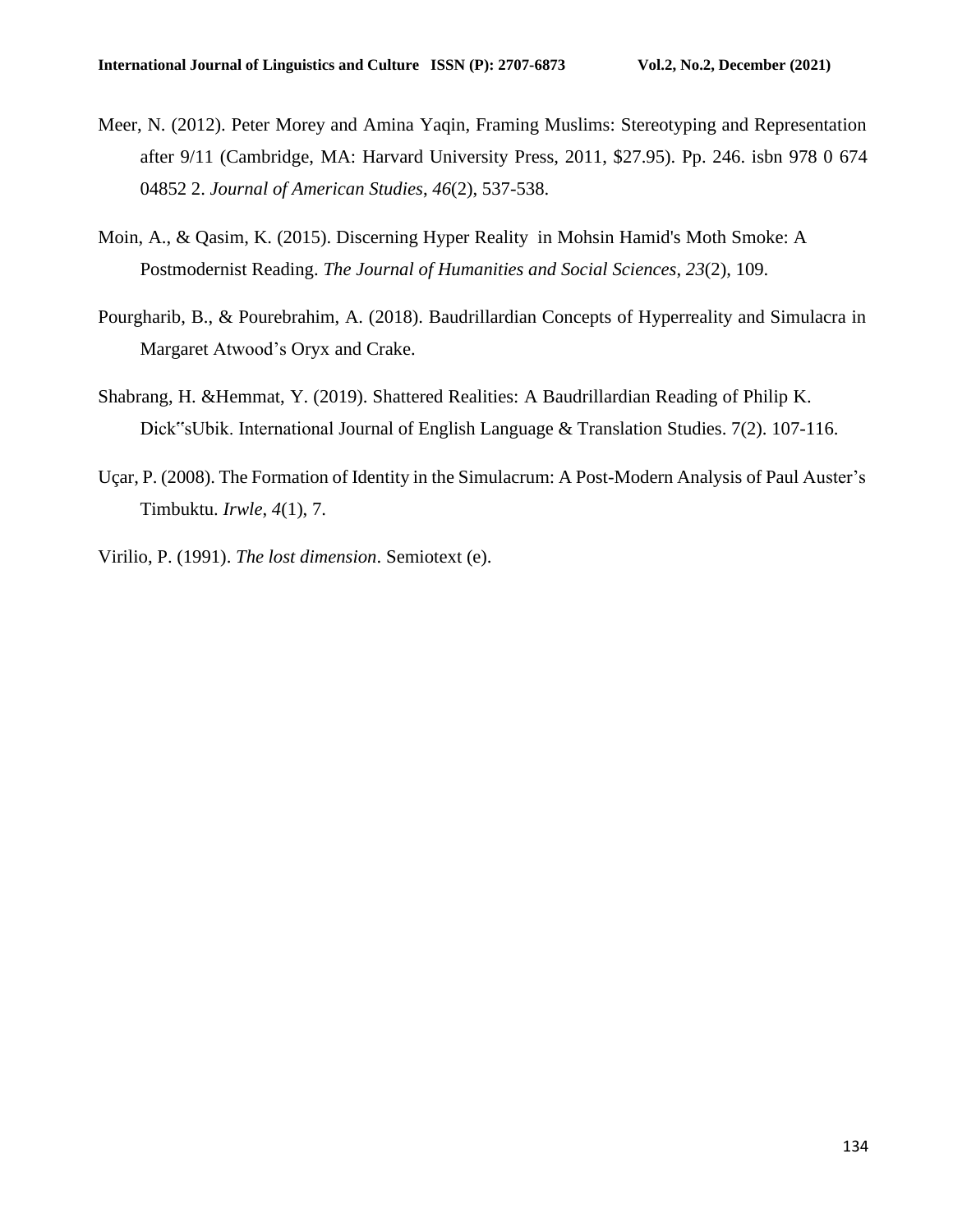Meer, N. (2012). Peter Morey and Amina Yaqin, Framing Muslims: Stereotyping and Representation after 9/11 (Cambridge, MA: Harvard University Press, 2011, $27.95). Pp. 246. isbn 978 0 674 04852 2. *Journal of American Studies*, *46*(2), 537-538.

Moin, A., & Qasim, K. (2015). Discerning Hyper Reality in Mohsin Hamid's Moth Smoke: A Postmodernist Reading. *The Journal of Humanities and Social Sciences*, *23*(2), 109.

Pourgharib, B., & Pourebrahim, A. (2018). Baudrillardian Concepts of Hyperreality and Simulacra in Margaret Atwood's Oryx and Crake.

Shabrang, H. &Hemmat, Y. (2019). Shattered Realities: A Baudrillardian Reading of Philip K. Dick"sUbik. International Journal of English Language & Translation Studies. 7(2). 107-116.

Uçar, P. (2008). The Formation of Identity in the Simulacrum: A Post-Modern Analysis of Paul Auster's Timbuktu. *Irwle*, *4*(1), 7.

Virilio, P. (1991). *The lost dimension*. Semiotext (e).